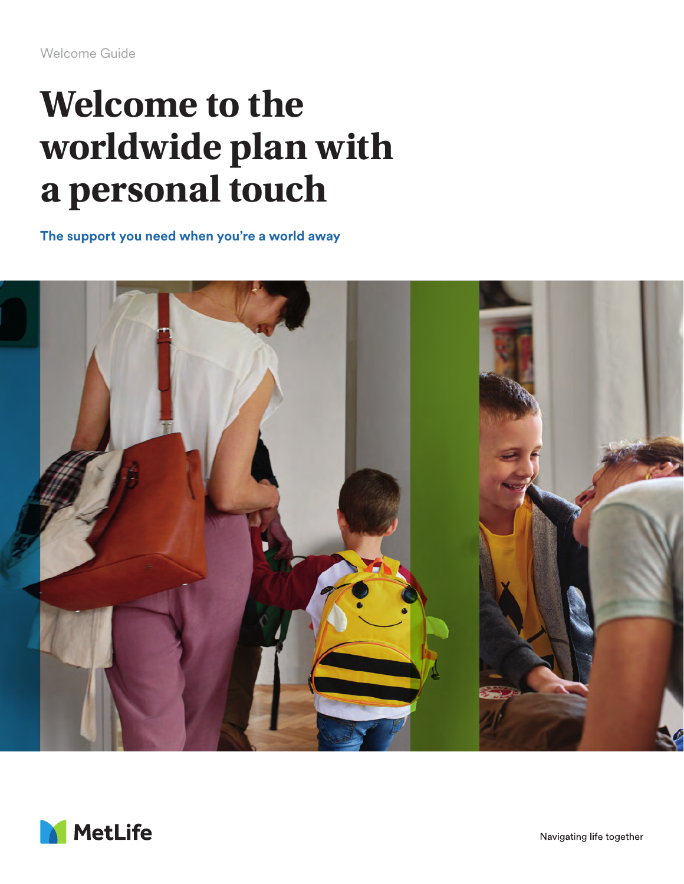Welcome Guide

# Welcome to the worldwide plan with a personal touch

**The support you need when you're a world away**

MetLife

Navigating life together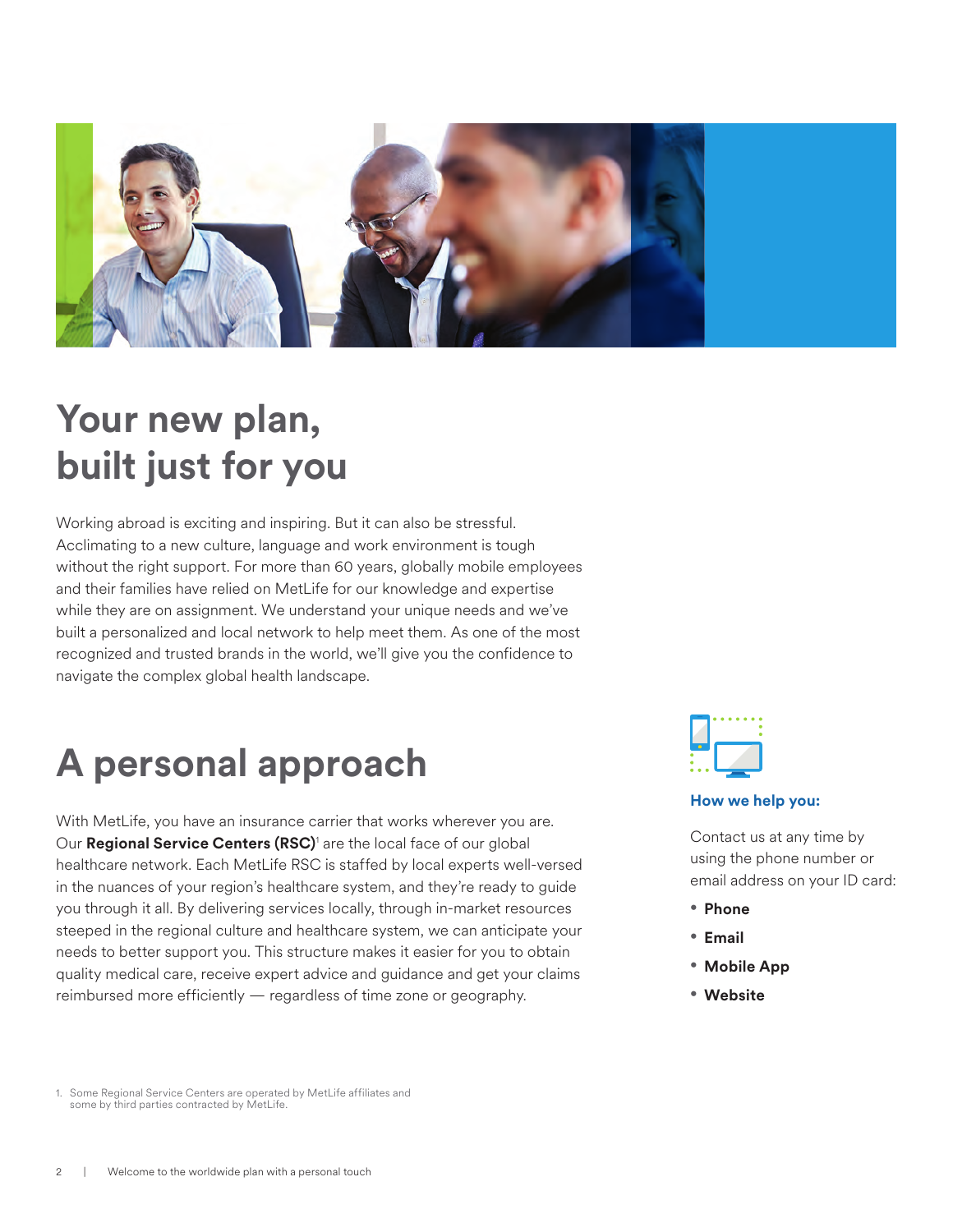# Your new plan, built just for you

Working abroad is exciting and inspiring. But it can also be stressful. Acclimating to a new culture, language and work environment is tough without the right support. For more than 60 years, globally mobile employees and their families have relied on MetLife for our knowledge and expertise while they are on assignment. We understand your unique needs and we've built a personalized and local network to help meet them. As one of the most recognized and trusted brands in the world, we'll give you the confidence to navigate the complex global health landscape.

# A personal approach

With MetLife, you have an insurance carrier that works wherever you are. Our **Regional Service Centers (RSC)**[1] are the local face of our global healthcare network. Each MetLife RSC is staffed by local experts well-versed in the nuances of your region's healthcare system, and they're ready to guide you through it all. By delivering services locally, through in-market resources steeped in the regional culture and healthcare system, we can anticipate your needs to better support you. This structure makes it easier for you to obtain quality medical care, receive expert advice and guidance and get your claims reimbursed more efficiently — regardless of time zone or geography.

### How we help you:

Contact us at any time by using the phone number or email address on your ID card:

- **Phone**
- **Email**
- **Mobile App**
- **Website**

1. Some Regional Service Centers are operated by MetLife affiliates and some by third parties contracted by MetLife.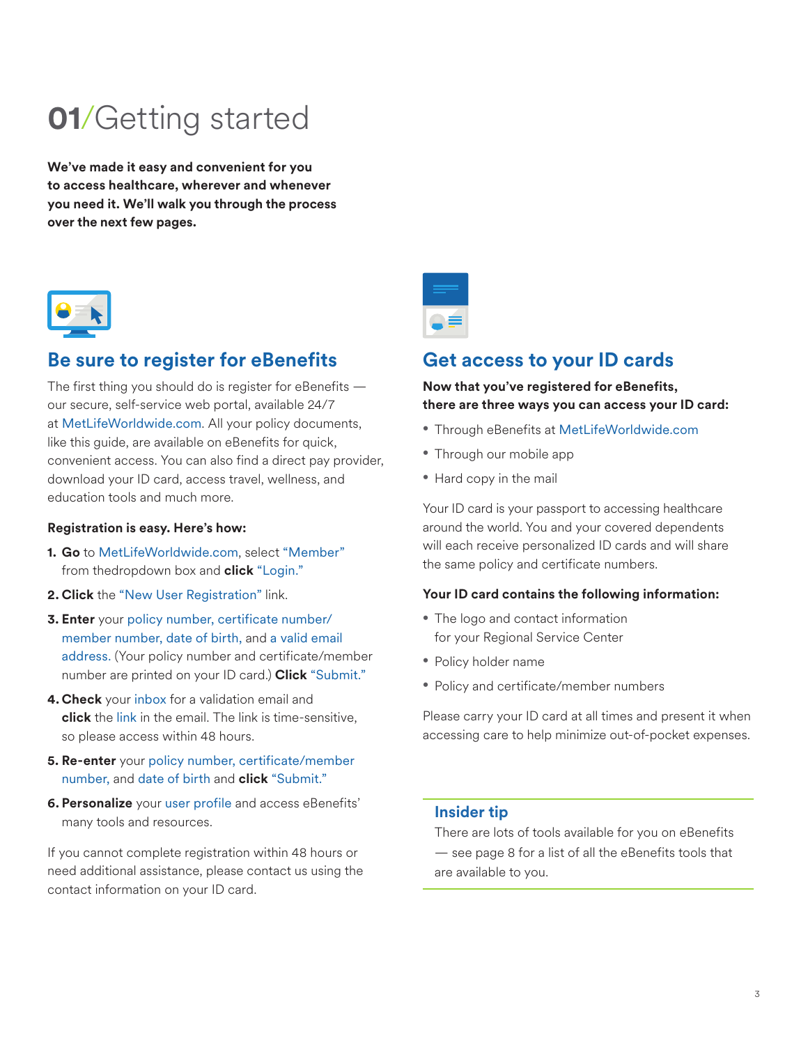# 01/Getting started

**We've made it easy and convenient for you to access healthcare, wherever and whenever you need it. We'll walk you through the process over the next few pages.**

## Be sure to register for eBenefits

The first thing you should do is register for eBenefits — our secure, self-service web portal, available 24/7 at MetLifeWorldwide.com. All your policy documents, like this guide, are available on eBenefits for quick, convenient access. You can also find a direct pay provider, download your ID card, access travel, wellness, and education tools and much more.

**Registration is easy. Here's how:**

1. **Go** to MetLifeWorldwide.com, select "Member" from thedropdown box and **click** "Login."
2. **Click** the "New User Registration" link.
3. **Enter** your policy number, certificate number/member number, date of birth, and a valid email address. (Your policy number and certificate/member number are printed on your ID card.) **Click** "Submit."
4. **Check** your inbox for a validation email and **click** the link in the email. The link is time-sensitive, so please access within 48 hours.
5. **Re-enter** your policy number, certificate/member number, and date of birth and **click** "Submit."
6. **Personalize** your user profile and access eBenefits' many tools and resources.

If you cannot complete registration within 48 hours or need additional assistance, please contact us using the contact information on your ID card.

## Get access to your ID cards

**Now that you've registered for eBenefits, there are three ways you can access your ID card:**

- Through eBenefits at MetLifeWorldwide.com
- Through our mobile app
- Hard copy in the mail

Your ID card is your passport to accessing healthcare around the world. You and your covered dependents will each receive personalized ID cards and will share the same policy and certificate numbers.

**Your ID card contains the following information:**

- The logo and contact information for your Regional Service Center
- Policy holder name
- Policy and certificate/member numbers

Please carry your ID card at all times and present it when accessing care to help minimize out-of-pocket expenses.

### Insider tip

There are lots of tools available for you on eBenefits — see page 8 for a list of all the eBenefits tools that are available to you.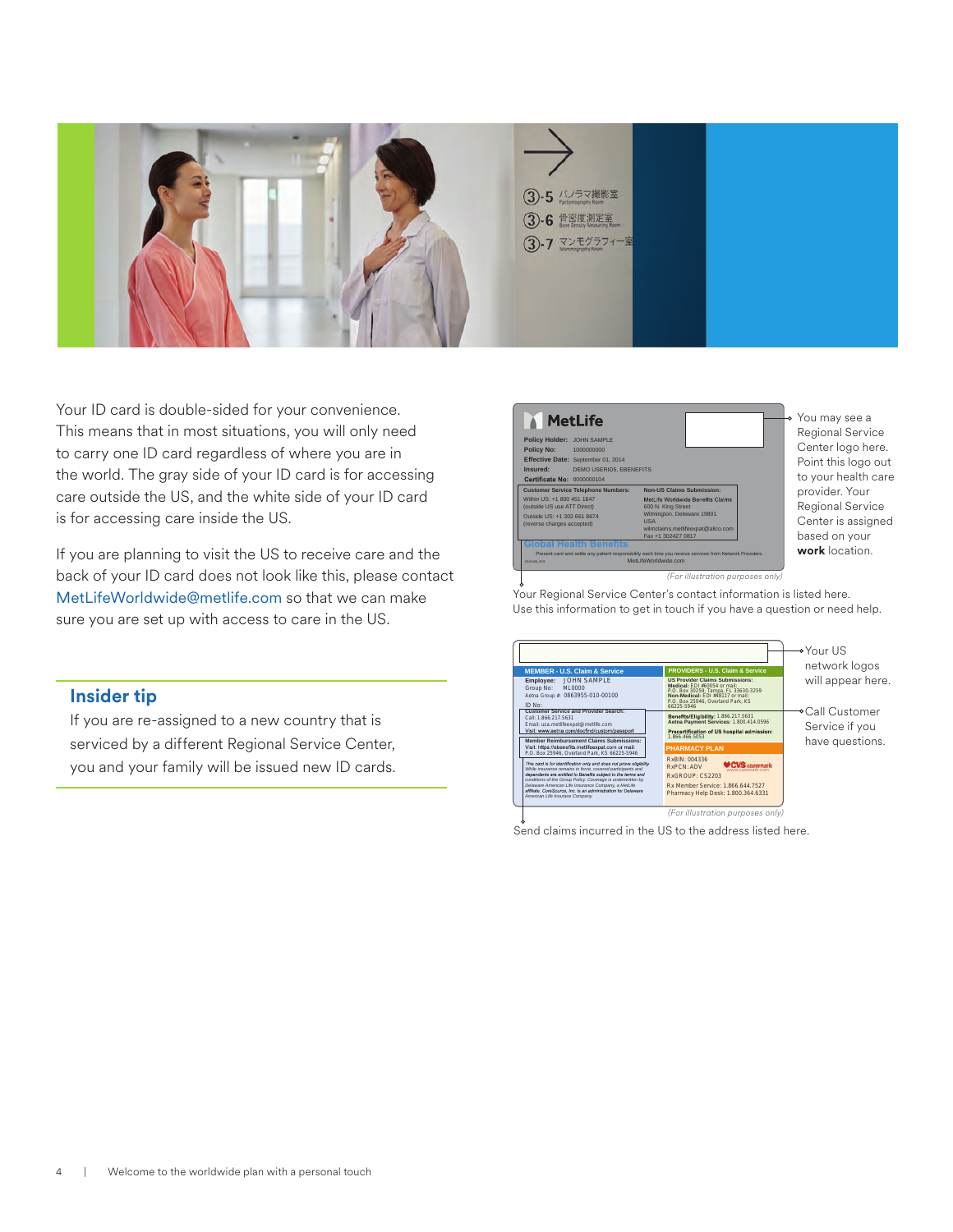Your ID card is double-sided for your convenience. This means that in most situations, you will only need to carry one ID card regardless of where you are in the world. The gray side of your ID card is for accessing care outside the US, and the white side of your ID card is for accessing care inside the US.

If you are planning to visit the US to receive care and the back of your ID card does not look like this, please contact MetLifeWorldwide@metlife.com so that we can make sure you are set up with access to care in the US.

## Insider tip

If you are re-assigned to a new country that is serviced by a different Regional Service Center, you and your family will be issued new ID cards.

You may see a Regional Service Center logo here. Point this logo out to your health care provider. Your Regional Service Center is assigned based on your **work** location.

*(For illustration purposes only)*

Your Regional Service Center's contact information is listed here. Use this information to get in touch if you have a question or need help.

Your US network logos will appear here.

Call Customer Service if you have questions.

*(For illustration purposes only)*

Send claims incurred in the US to the address listed here.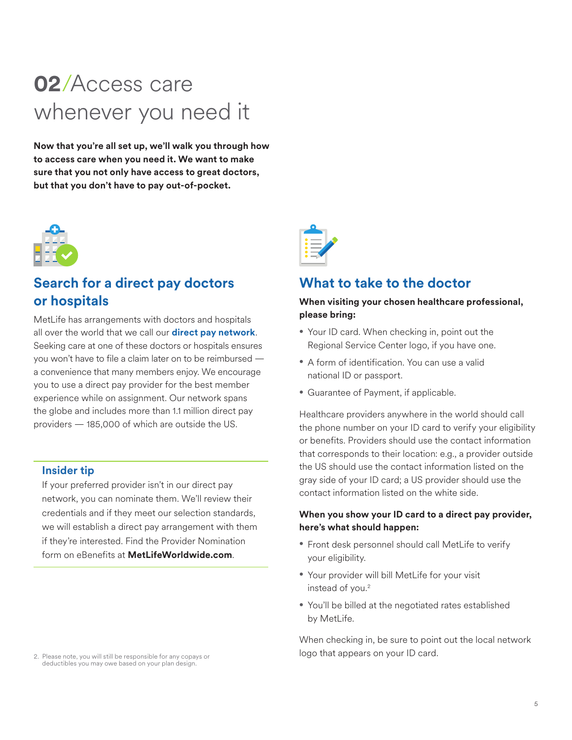# 02/Access care whenever you need it

**Now that you're all set up, we'll walk you through how to access care when you need it. We want to make sure that you not only have access to great doctors, but that you don't have to pay out-of-pocket.**

## Search for a direct pay doctors or hospitals

MetLife has arrangements with doctors and hospitals all over the world that we call our **direct pay network**. Seeking care at one of these doctors or hospitals ensures you won't have to file a claim later on to be reimbursed — a convenience that many members enjoy. We encourage you to use a direct pay provider for the best member experience while on assignment. Our network spans the globe and includes more than 1.1 million direct pay providers — 185,000 of which are outside the US.

### Insider tip

If your preferred provider isn't in our direct pay network, you can nominate them. We'll review their credentials and if they meet our selection standards, we will establish a direct pay arrangement with them if they're interested. Find the Provider Nomination form on eBenefits at **MetLifeWorldwide.com**.

## What to take to the doctor

**When visiting your chosen healthcare professional, please bring:**

- Your ID card. When checking in, point out the Regional Service Center logo, if you have one.
- A form of identification. You can use a valid national ID or passport.
- Guarantee of Payment, if applicable.

Healthcare providers anywhere in the world should call the phone number on your ID card to verify your eligibility or benefits. Providers should use the contact information that corresponds to their location: e.g., a provider outside the US should use the contact information listed on the gray side of your ID card; a US provider should use the contact information listed on the white side.

**When you show your ID card to a direct pay provider, here's what should happen:**

- Front desk personnel should call MetLife to verify your eligibility.
- Your provider will bill MetLife for your visit instead of you.[2]
- You'll be billed at the negotiated rates established by MetLife.

When checking in, be sure to point out the local network logo that appears on your ID card.

2. Please note, you will still be responsible for any copays or deductibles you may owe based on your plan design.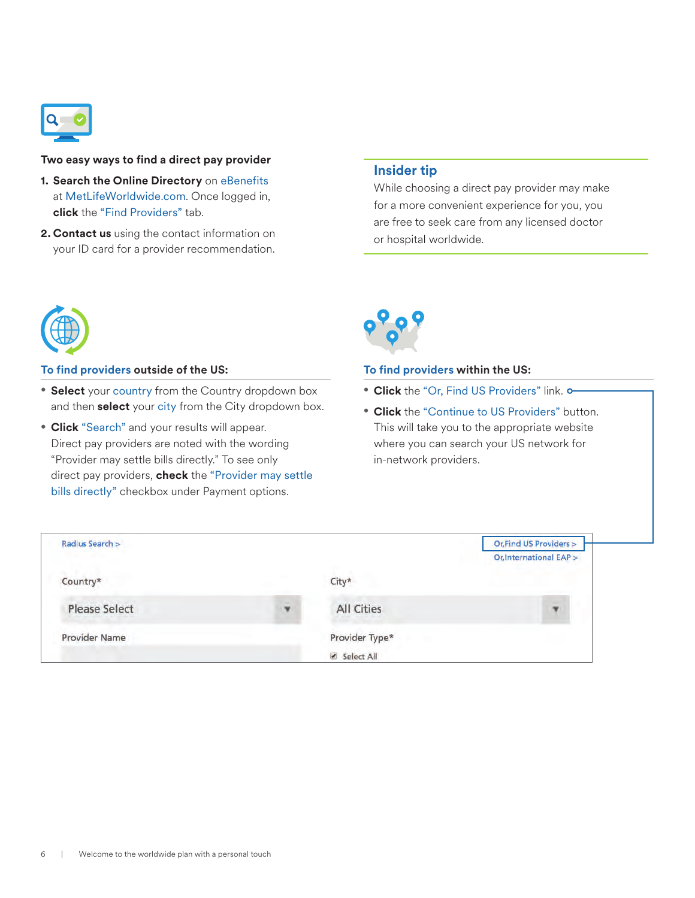### Two easy ways to find a direct pay provider

1. **Search the Online Directory** on eBenefits at MetLifeWorldwide.com. Once logged in, **click** the "Find Providers" tab.
2. **Contact us** using the contact information on your ID card for a provider recommendation.

## Insider tip

While choosing a direct pay provider may make for a more convenient experience for you, you are free to seek care from any licensed doctor or hospital worldwide.

### To find providers outside of the US:

- **Select** your country from the Country dropdown box and then **select** your city from the City dropdown box.
- **Click** "Search" and your results will appear. Direct pay providers are noted with the wording "Provider may settle bills directly." To see only direct pay providers, **check** the "Provider may settle bills directly" checkbox under Payment options.

### To find providers within the US:

- **Click** the "Or, Find US Providers" link.
- **Click** the "Continue to US Providers" button. This will take you to the appropriate website where you can search your US network for in-network providers.

Radius Search >

Or,Find US Providers >

Or,International EAP >

Country*

Please Select

City*

All Cities

Provider Name

Provider Type*

Select All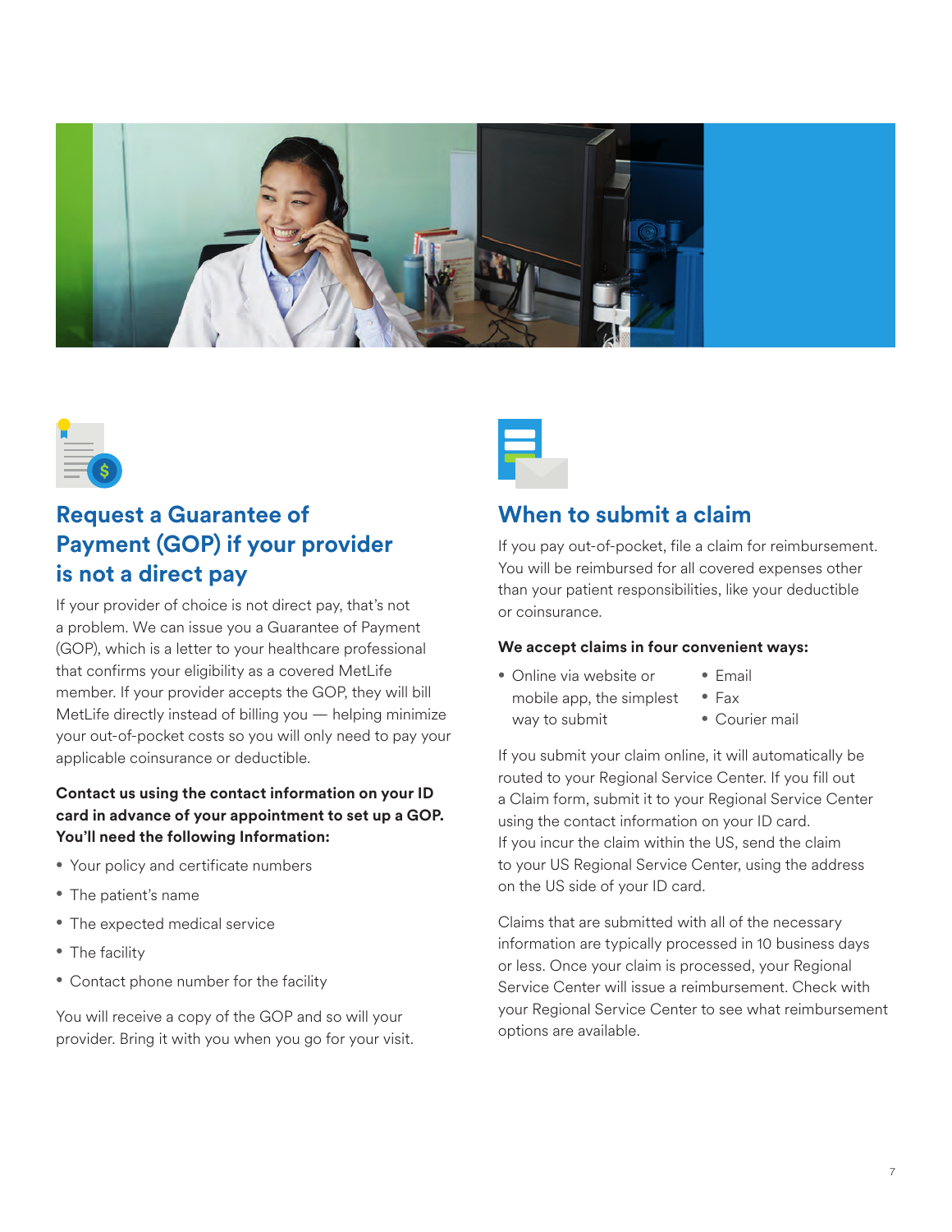## Request a Guarantee of Payment (GOP) if your provider is not a direct pay

If your provider of choice is not direct pay, that's not a problem. We can issue you a Guarantee of Payment (GOP), which is a letter to your healthcare professional that confirms your eligibility as a covered MetLife member. If your provider accepts the GOP, they will bill MetLife directly instead of billing you — helping minimize your out-of-pocket costs so you will only need to pay your applicable coinsurance or deductible.

**Contact us using the contact information on your ID card in advance of your appointment to set up a GOP. You'll need the following Information:**

- Your policy and certificate numbers
- The patient's name
- The expected medical service
- The facility
- Contact phone number for the facility

You will receive a copy of the GOP and so will your provider. Bring it with you when you go for your visit.

## When to submit a claim

If you pay out-of-pocket, file a claim for reimbursement. You will be reimbursed for all covered expenses other than your patient responsibilities, like your deductible or coinsurance.

**We accept claims in four convenient ways:**

- Online via website or mobile app, the simplest way to submit
- Email
- Fax
- Courier mail

If you submit your claim online, it will automatically be routed to your Regional Service Center. If you fill out a Claim form, submit it to your Regional Service Center using the contact information on your ID card. If you incur the claim within the US, send the claim to your US Regional Service Center, using the address on the US side of your ID card.

Claims that are submitted with all of the necessary information are typically processed in 10 business days or less. Once your claim is processed, your Regional Service Center will issue a reimbursement. Check with your Regional Service Center to see what reimbursement options are available.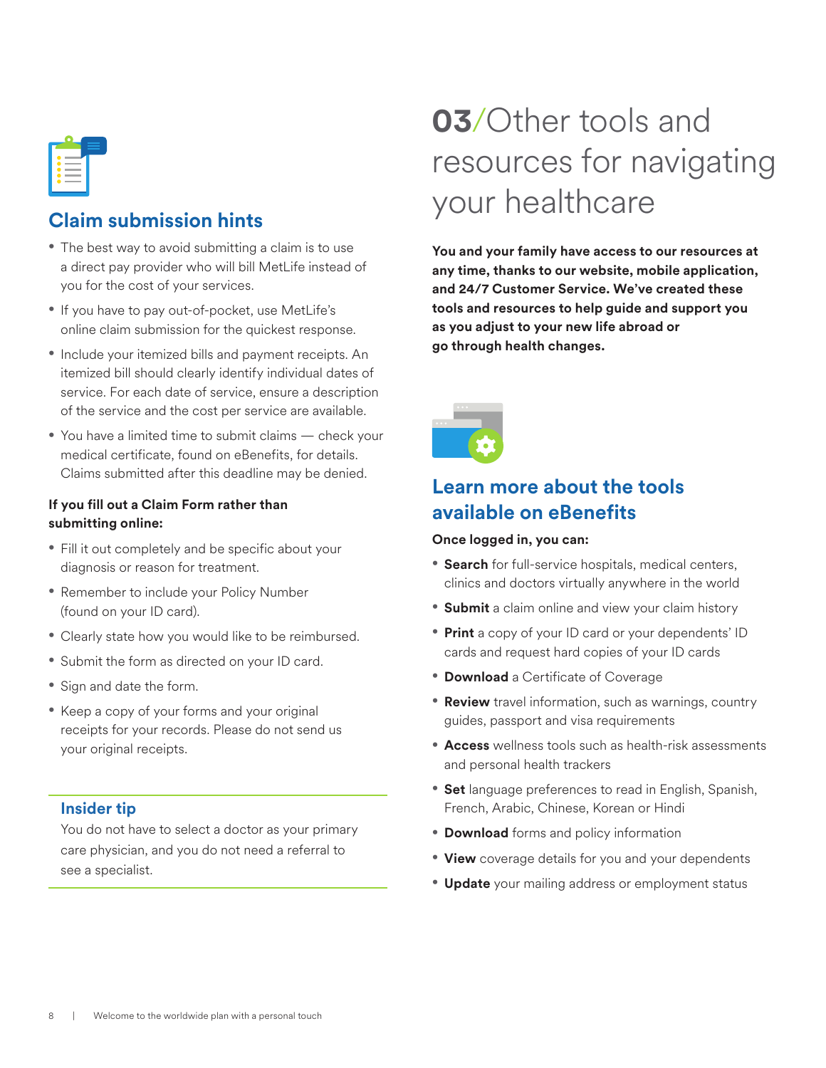## Claim submission hints

- The best way to avoid submitting a claim is to use a direct pay provider who will bill MetLife instead of you for the cost of your services.
- If you have to pay out-of-pocket, use MetLife's online claim submission for the quickest response.
- Include your itemized bills and payment receipts. An itemized bill should clearly identify individual dates of service. For each date of service, ensure a description of the service and the cost per service are available.
- You have a limited time to submit claims — check your medical certificate, found on eBenefits, for details. Claims submitted after this deadline may be denied.

**If you fill out a Claim Form rather than submitting online:**

- Fill it out completely and be specific about your diagnosis or reason for treatment.
- Remember to include your Policy Number (found on your ID card).
- Clearly state how you would like to be reimbursed.
- Submit the form as directed on your ID card.
- Sign and date the form.
- Keep a copy of your forms and your original receipts for your records. Please do not send us your original receipts.

### Insider tip

You do not have to select a doctor as your primary care physician, and you do not need a referral to see a specialist.

# 03/Other tools and resources for navigating your healthcare

**You and your family have access to our resources at any time, thanks to our website, mobile application, and 24/7 Customer Service. We've created these tools and resources to help guide and support you as you adjust to your new life abroad or go through health changes.**

## Learn more about the tools available on eBenefits

**Once logged in, you can:**

- **Search** for full-service hospitals, medical centers, clinics and doctors virtually anywhere in the world
- **Submit** a claim online and view your claim history
- **Print** a copy of your ID card or your dependents' ID cards and request hard copies of your ID cards
- **Download** a Certificate of Coverage
- **Review** travel information, such as warnings, country guides, passport and visa requirements
- **Access** wellness tools such as health-risk assessments and personal health trackers
- **Set** language preferences to read in English, Spanish, French, Arabic, Chinese, Korean or Hindi
- **Download** forms and policy information
- **View** coverage details for you and your dependents
- **Update** your mailing address or employment status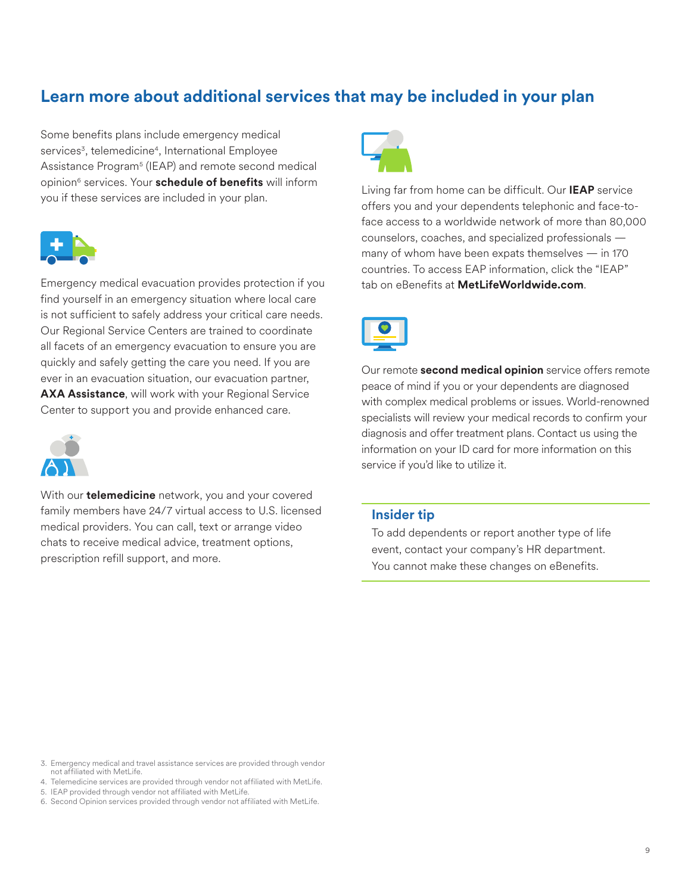## Learn more about additional services that may be included in your plan

Some benefits plans include emergency medical services[3], telemedicine[4], International Employee Assistance Program[5] (IEAP) and remote second medical opinion[6] services. Your **schedule of benefits** will inform you if these services are included in your plan.

Emergency medical evacuation provides protection if you find yourself in an emergency situation where local care is not sufficient to safely address your critical care needs. Our Regional Service Centers are trained to coordinate all facets of an emergency evacuation to ensure you are quickly and safely getting the care you need. If you are ever in an evacuation situation, our evacuation partner, **AXA Assistance**, will work with your Regional Service Center to support you and provide enhanced care.

With our **telemedicine** network, you and your covered family members have 24/7 virtual access to U.S. licensed medical providers. You can call, text or arrange video chats to receive medical advice, treatment options, prescription refill support, and more.

Living far from home can be difficult. Our **IEAP** service offers you and your dependents telephonic and face-to-face access to a worldwide network of more than 80,000 counselors, coaches, and specialized professionals — many of whom have been expats themselves — in 170 countries. To access EAP information, click the “IEAP” tab on eBenefits at **MetLifeWorldwide.com**.

Our remote **second medical opinion** service offers remote peace of mind if you or your dependents are diagnosed with complex medical problems or issues. World-renowned specialists will review your medical records to confirm your diagnosis and offer treatment plans. Contact us using the information on your ID card for more information on this service if you’d like to utilize it.

### Insider tip

To add dependents or report another type of life event, contact your company’s HR department. You cannot make these changes on eBenefits.

3. Emergency medical and travel assistance services are provided through vendor not affiliated with MetLife.
4. Telemedicine services are provided through vendor not affiliated with MetLife.
5. IEAP provided through vendor not affiliated with MetLife.
6. Second Opinion services provided through vendor not affiliated with MetLife.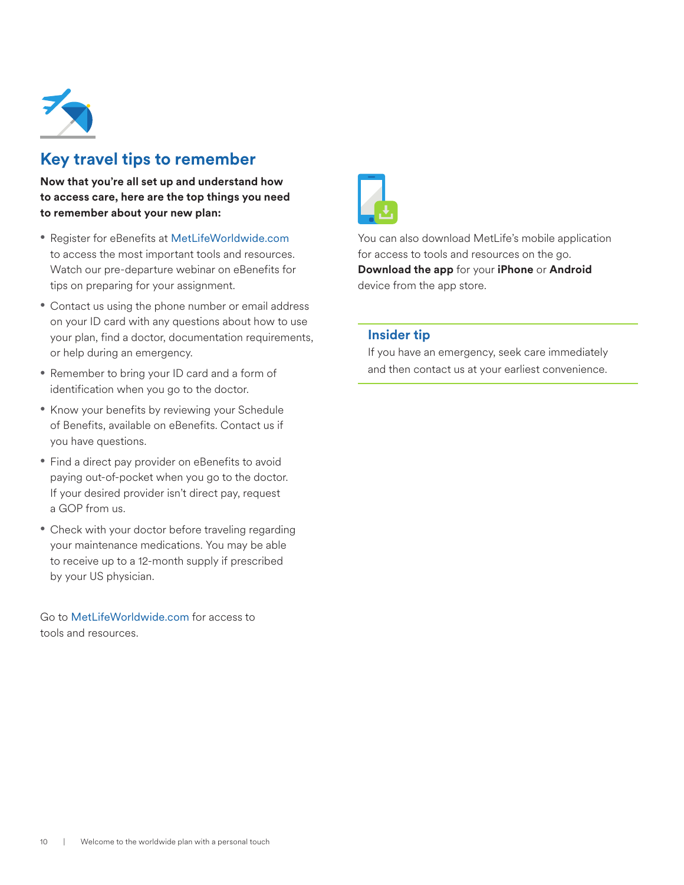## Key travel tips to remember

**Now that you're all set up and understand how to access care, here are the top things you need to remember about your new plan:**

- Register for eBenefits at MetLifeWorldwide.com to access the most important tools and resources. Watch our pre-departure webinar on eBenefits for tips on preparing for your assignment.
- Contact us using the phone number or email address on your ID card with any questions about how to use your plan, find a doctor, documentation requirements, or help during an emergency.
- Remember to bring your ID card and a form of identification when you go to the doctor.
- Know your benefits by reviewing your Schedule of Benefits, available on eBenefits. Contact us if you have questions.
- Find a direct pay provider on eBenefits to avoid paying out-of-pocket when you go to the doctor. If your desired provider isn't direct pay, request a GOP from us.
- Check with your doctor before traveling regarding your maintenance medications. You may be able to receive up to a 12-month supply if prescribed by your US physician.

Go to MetLifeWorldwide.com for access to tools and resources.

You can also download MetLife's mobile application for access to tools and resources on the go. **Download the app** for your **iPhone** or **Android** device from the app store.

### Insider tip

If you have an emergency, seek care immediately and then contact us at your earliest convenience.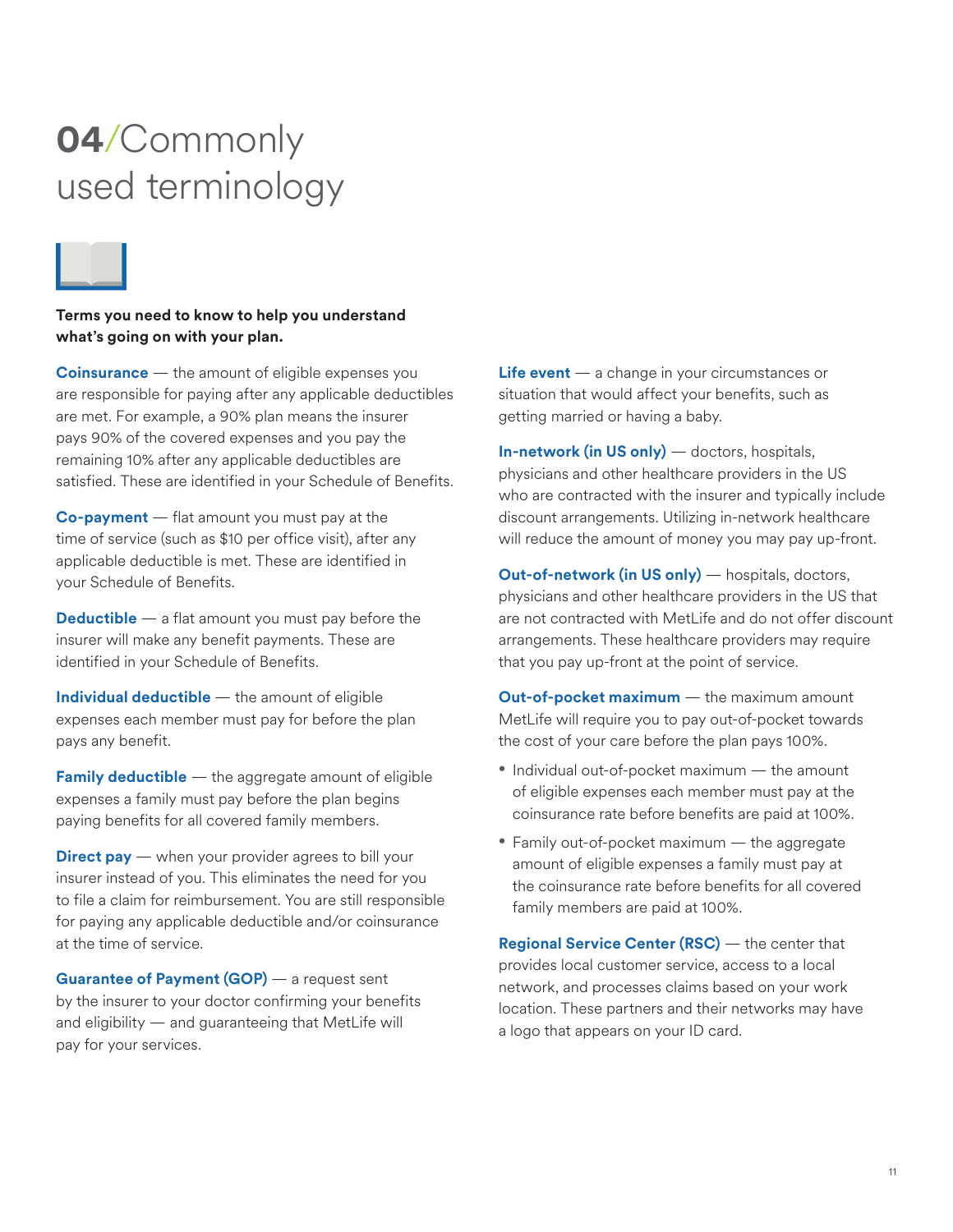# 04/Commonly used terminology

**Terms you need to know to help you understand what's going on with your plan.**

**Coinsurance** — the amount of eligible expenses you are responsible for paying after any applicable deductibles are met. For example, a 90% plan means the insurer pays 90% of the covered expenses and you pay the remaining 10% after any applicable deductibles are satisfied. These are identified in your Schedule of Benefits.

**Co-payment** — flat amount you must pay at the time of service (such as $10 per office visit), after any applicable deductible is met. These are identified in your Schedule of Benefits.

**Deductible** — a flat amount you must pay before the insurer will make any benefit payments. These are identified in your Schedule of Benefits.

**Individual deductible** — the amount of eligible expenses each member must pay for before the plan pays any benefit.

**Family deductible** — the aggregate amount of eligible expenses a family must pay before the plan begins paying benefits for all covered family members.

**Direct pay** — when your provider agrees to bill your insurer instead of you. This eliminates the need for you to file a claim for reimbursement. You are still responsible for paying any applicable deductible and/or coinsurance at the time of service.

**Guarantee of Payment (GOP)** — a request sent by the insurer to your doctor confirming your benefits and eligibility — and guaranteeing that MetLife will pay for your services.

**Life event** — a change in your circumstances or situation that would affect your benefits, such as getting married or having a baby.

**In-network (in US only)** — doctors, hospitals, physicians and other healthcare providers in the US who are contracted with the insurer and typically include discount arrangements. Utilizing in-network healthcare will reduce the amount of money you may pay up-front.

**Out-of-network (in US only)** — hospitals, doctors, physicians and other healthcare providers in the US that are not contracted with MetLife and do not offer discount arrangements. These healthcare providers may require that you pay up-front at the point of service.

**Out-of-pocket maximum** — the maximum amount MetLife will require you to pay out-of-pocket towards the cost of your care before the plan pays 100%.

- Individual out-of-pocket maximum — the amount of eligible expenses each member must pay at the coinsurance rate before benefits are paid at 100%.
- Family out-of-pocket maximum — the aggregate amount of eligible expenses a family must pay at the coinsurance rate before benefits for all covered family members are paid at 100%.

**Regional Service Center (RSC)** — the center that provides local customer service, access to a local network, and processes claims based on your work location. These partners and their networks may have a logo that appears on your ID card.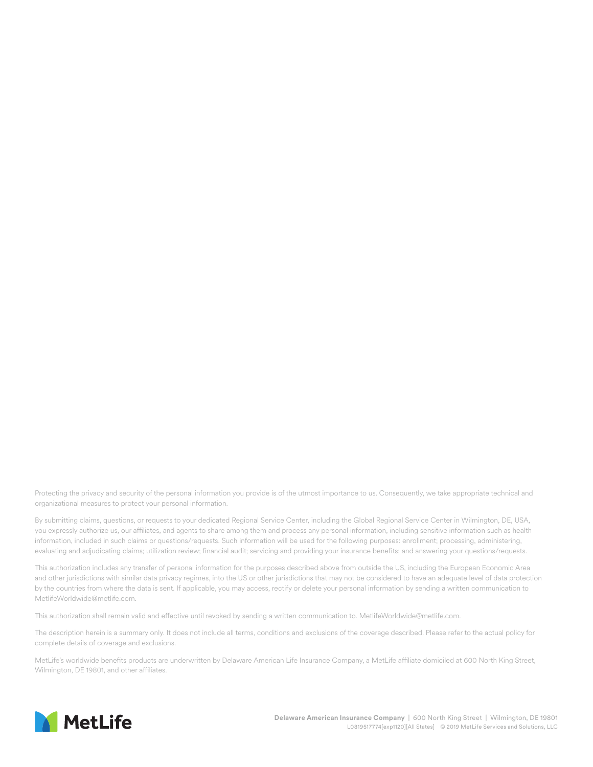Protecting the privacy and security of the personal information you provide is of the utmost importance to us. Consequently, we take appropriate technical and organizational measures to protect your personal information.

By submitting claims, questions, or requests to your dedicated Regional Service Center, including the Global Regional Service Center in Wilmington, DE, USA, you expressly authorize us, our affiliates, and agents to share among them and process any personal information, including sensitive information such as health information, included in such claims or questions/requests. Such information will be used for the following purposes: enrollment; processing, administering, evaluating and adjudicating claims; utilization review; financial audit; servicing and providing your insurance benefits; and answering your questions/requests.

This authorization includes any transfer of personal information for the purposes described above from outside the US, including the European Economic Area and other jurisdictions with similar data privacy regimes, into the US or other jurisdictions that may not be considered to have an adequate level of data protection by the countries from where the data is sent. If applicable, you may access, rectify or delete your personal information by sending a written communication to MetlifeWorldwide@metlife.com.

This authorization shall remain valid and effective until revoked by sending a written communication to. MetlifeWorldwide@metlife.com.

The description herein is a summary only. It does not include all terms, conditions and exclusions of the coverage described. Please refer to the actual policy for complete details of coverage and exclusions.

MetLife's worldwide benefits products are underwritten by Delaware American Life Insurance Company, a MetLife affiliate domiciled at 600 North King Street, Wilmington, DE 19801, and other affiliates.

MetLife

**Delaware American Insurance Company** | 600 North King Street | Wilmington, DE 19801
L0819517774[exp1120][All States] © 2019 MetLife Services and Solutions, LLC